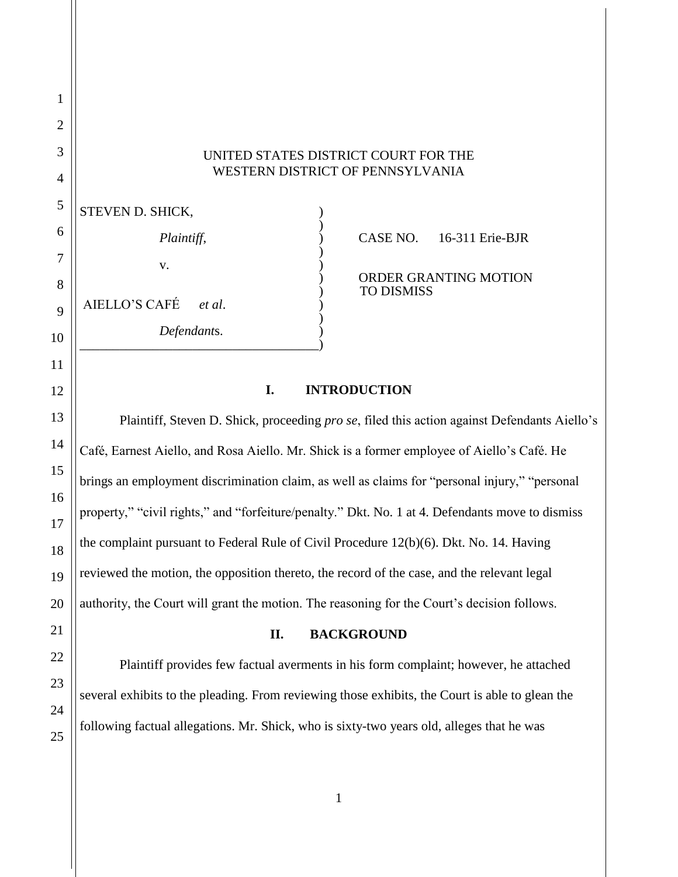UNITED STATES DISTRICT COURT FOR THE
WESTERN DISTRICT OF PENNSYLVANIA

STEVEN D. SHICK,

*Plaintiff*,

v.

AIELLO'S CAFÉ *et al*.

*Defendants*.

CASE NO. 16-311 Erie-BJR

ORDER GRANTING MOTION TO DISMISS

## I. INTRODUCTION

Plaintiff, Steven D. Shick, proceeding *pro se*, filed this action against Defendants Aiello's Café, Earnest Aiello, and Rosa Aiello. Mr. Shick is a former employee of Aiello's Café. He brings an employment discrimination claim, as well as claims for "personal injury," "personal property," "civil rights," and "forfeiture/penalty." Dkt. No. 1 at 4. Defendants move to dismiss the complaint pursuant to Federal Rule of Civil Procedure 12(b)(6). Dkt. No. 14. Having reviewed the motion, the opposition thereto, the record of the case, and the relevant legal authority, the Court will grant the motion. The reasoning for the Court's decision follows.

## II. BACKGROUND

Plaintiff provides few factual averments in his form complaint; however, he attached several exhibits to the pleading. From reviewing those exhibits, the Court is able to glean the following factual allegations. Mr. Shick, who is sixty-two years old, alleges that he was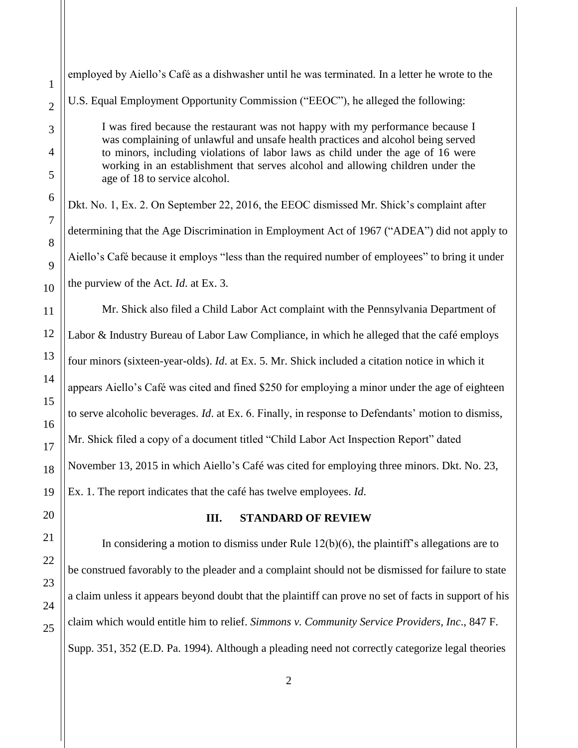employed by Aiello's Café as a dishwasher until he was terminated. In a letter he wrote to the U.S. Equal Employment Opportunity Commission ("EEOC"), he alleged the following:

> I was fired because the restaurant was not happy with my performance because I was complaining of unlawful and unsafe health practices and alcohol being served to minors, including violations of labor laws as child under the age of 16 were working in an establishment that serves alcohol and allowing children under the age of 18 to service alcohol.

Dkt. No. 1, Ex. 2. On September 22, 2016, the EEOC dismissed Mr. Shick's complaint after determining that the Age Discrimination in Employment Act of 1967 ("ADEA") did not apply to Aiello's Café because it employs "less than the required number of employees" to bring it under the purview of the Act. *Id*. at Ex. 3.

Mr. Shick also filed a Child Labor Act complaint with the Pennsylvania Department of Labor & Industry Bureau of Labor Law Compliance, in which he alleged that the café employs four minors (sixteen-year-olds). *Id*. at Ex. 5. Mr. Shick included a citation notice in which it appears Aiello's Café was cited and fined $250 for employing a minor under the age of eighteen to serve alcoholic beverages. *Id*. at Ex. 6. Finally, in response to Defendants' motion to dismiss, Mr. Shick filed a copy of a document titled "Child Labor Act Inspection Report" dated November 13, 2015 in which Aiello's Café was cited for employing three minors. Dkt. No. 23, Ex. 1. The report indicates that the café has twelve employees. *Id.*

## III. STANDARD OF REVIEW

In considering a motion to dismiss under Rule 12(b)(6), the plaintiff's allegations are to be construed favorably to the pleader and a complaint should not be dismissed for failure to state a claim unless it appears beyond doubt that the plaintiff can prove no set of facts in support of his claim which would entitle him to relief. *Simmons v. Community Service Providers, Inc*., 847 F. Supp. 351, 352 (E.D. Pa. 1994). Although a pleading need not correctly categorize legal theories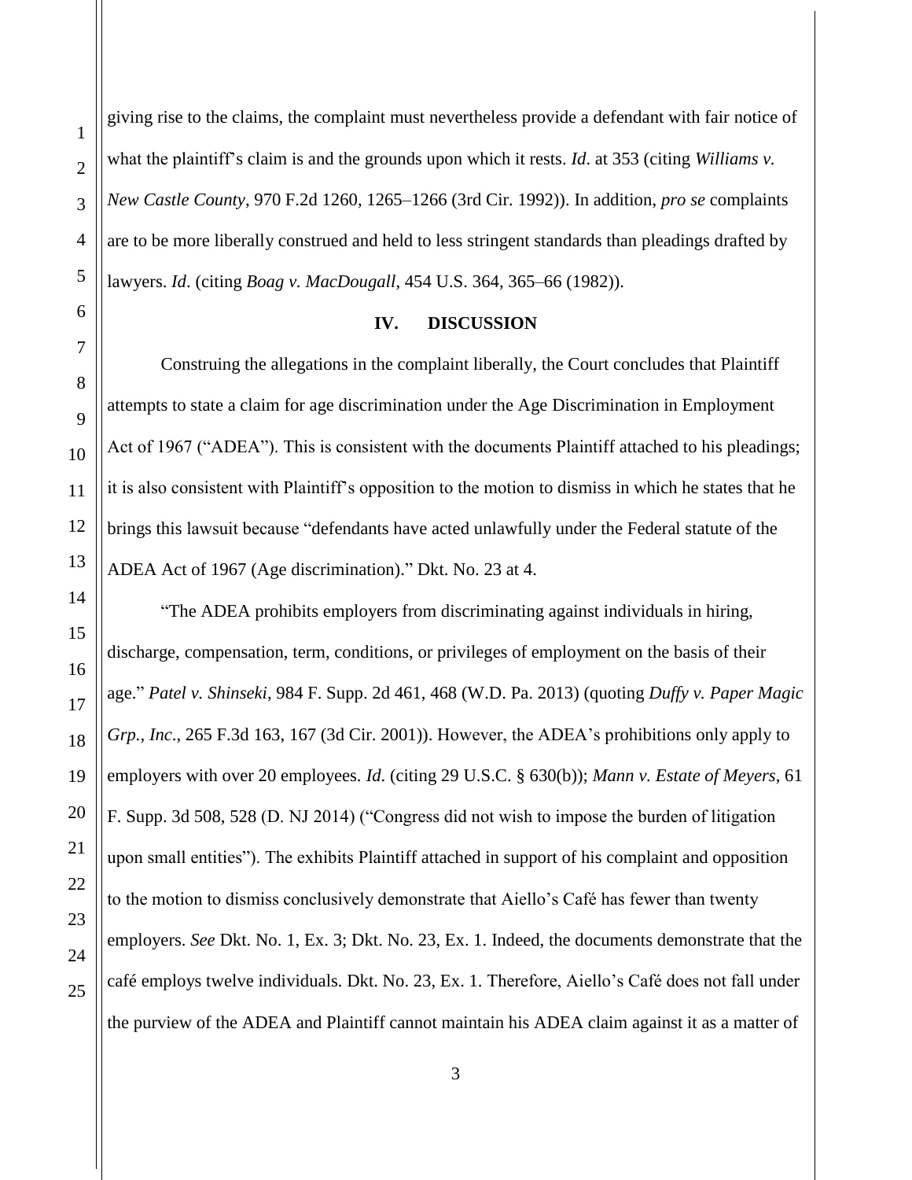giving rise to the claims, the complaint must nevertheless provide a defendant with fair notice of what the plaintiff's claim is and the grounds upon which it rests. *Id*. at 353 (citing *Williams v. New Castle County*, 970 F.2d 1260, 1265–1266 (3rd Cir. 1992)). In addition, *pro se* complaints are to be more liberally construed and held to less stringent standards than pleadings drafted by lawyers. *Id*. (citing *Boag v. MacDougall*, 454 U.S. 364, 365–66 (1982)).

## IV. DISCUSSION

Construing the allegations in the complaint liberally, the Court concludes that Plaintiff attempts to state a claim for age discrimination under the Age Discrimination in Employment Act of 1967 ("ADEA"). This is consistent with the documents Plaintiff attached to his pleadings; it is also consistent with Plaintiff's opposition to the motion to dismiss in which he states that he brings this lawsuit because "defendants have acted unlawfully under the Federal statute of the ADEA Act of 1967 (Age discrimination)." Dkt. No. 23 at 4.

"The ADEA prohibits employers from discriminating against individuals in hiring, discharge, compensation, term, conditions, or privileges of employment on the basis of their age." *Patel v. Shinseki*, 984 F. Supp. 2d 461, 468 (W.D. Pa. 2013) (quoting *Duffy v. Paper Magic Grp., Inc*., 265 F.3d 163, 167 (3d Cir. 2001)). However, the ADEA's prohibitions only apply to employers with over 20 employees. *Id*. (citing 29 U.S.C. § 630(b)); *Mann v. Estate of Meyers*, 61 F. Supp. 3d 508, 528 (D. NJ 2014) ("Congress did not wish to impose the burden of litigation upon small entities"). The exhibits Plaintiff attached in support of his complaint and opposition to the motion to dismiss conclusively demonstrate that Aiello's Café has fewer than twenty employers. *See* Dkt. No. 1, Ex. 3; Dkt. No. 23, Ex. 1. Indeed, the documents demonstrate that the café employs twelve individuals. Dkt. No. 23, Ex. 1. Therefore, Aiello's Café does not fall under the purview of the ADEA and Plaintiff cannot maintain his ADEA claim against it as a matter of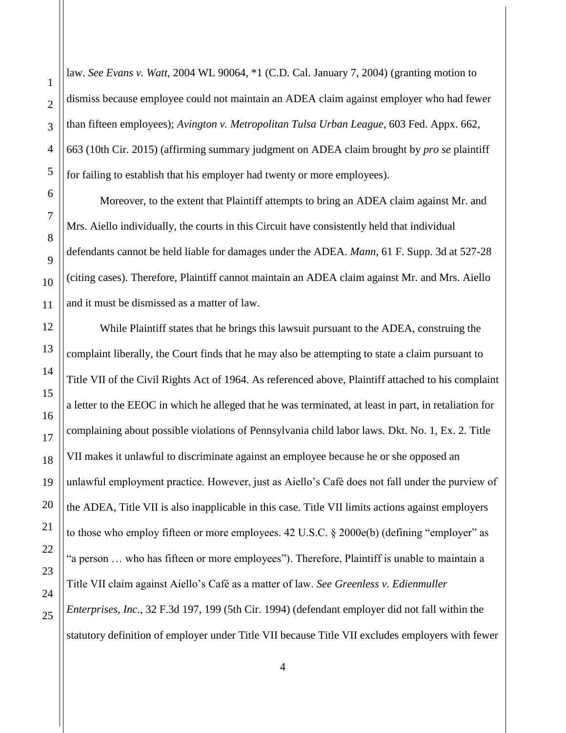law. *See Evans v. Watt*, 2004 WL 90064, *1 (C.D. Cal. January 7, 2004) (granting motion to dismiss because employee could not maintain an ADEA claim against employer who had fewer than fifteen employees); *Avington v. Metropolitan Tulsa Urban League*, 603 Fed. Appx. 662, 663 (10th Cir. 2015) (affirming summary judgment on ADEA claim brought by *pro se* plaintiff for failing to establish that his employer had twenty or more employees).

Moreover, to the extent that Plaintiff attempts to bring an ADEA claim against Mr. and Mrs. Aiello individually, the courts in this Circuit have consistently held that individual defendants cannot be held liable for damages under the ADEA. *Mann*, 61 F. Supp. 3d at 527-28 (citing cases). Therefore, Plaintiff cannot maintain an ADEA claim against Mr. and Mrs. Aiello and it must be dismissed as a matter of law.

While Plaintiff states that he brings this lawsuit pursuant to the ADEA, construing the complaint liberally, the Court finds that he may also be attempting to state a claim pursuant to Title VII of the Civil Rights Act of 1964. As referenced above, Plaintiff attached to his complaint a letter to the EEOC in which he alleged that he was terminated, at least in part, in retaliation for complaining about possible violations of Pennsylvania child labor laws. Dkt. No. 1, Ex. 2. Title VII makes it unlawful to discriminate against an employee because he or she opposed an unlawful employment practice. However, just as Aiello's Café does not fall under the purview of the ADEA, Title VII is also inapplicable in this case. Title VII limits actions against employers to those who employ fifteen or more employees. 42 U.S.C. § 2000e(b) (defining "employer" as "a person … who has fifteen or more employees"). Therefore, Plaintiff is unable to maintain a Title VII claim against Aiello's Café as a matter of law. *See Greenless v. Edienmuller Enterprises, Inc*., 32 F.3d 197, 199 (5th Cir. 1994) (defendant employer did not fall within the statutory definition of employer under Title VII because Title VII excludes employers with fewer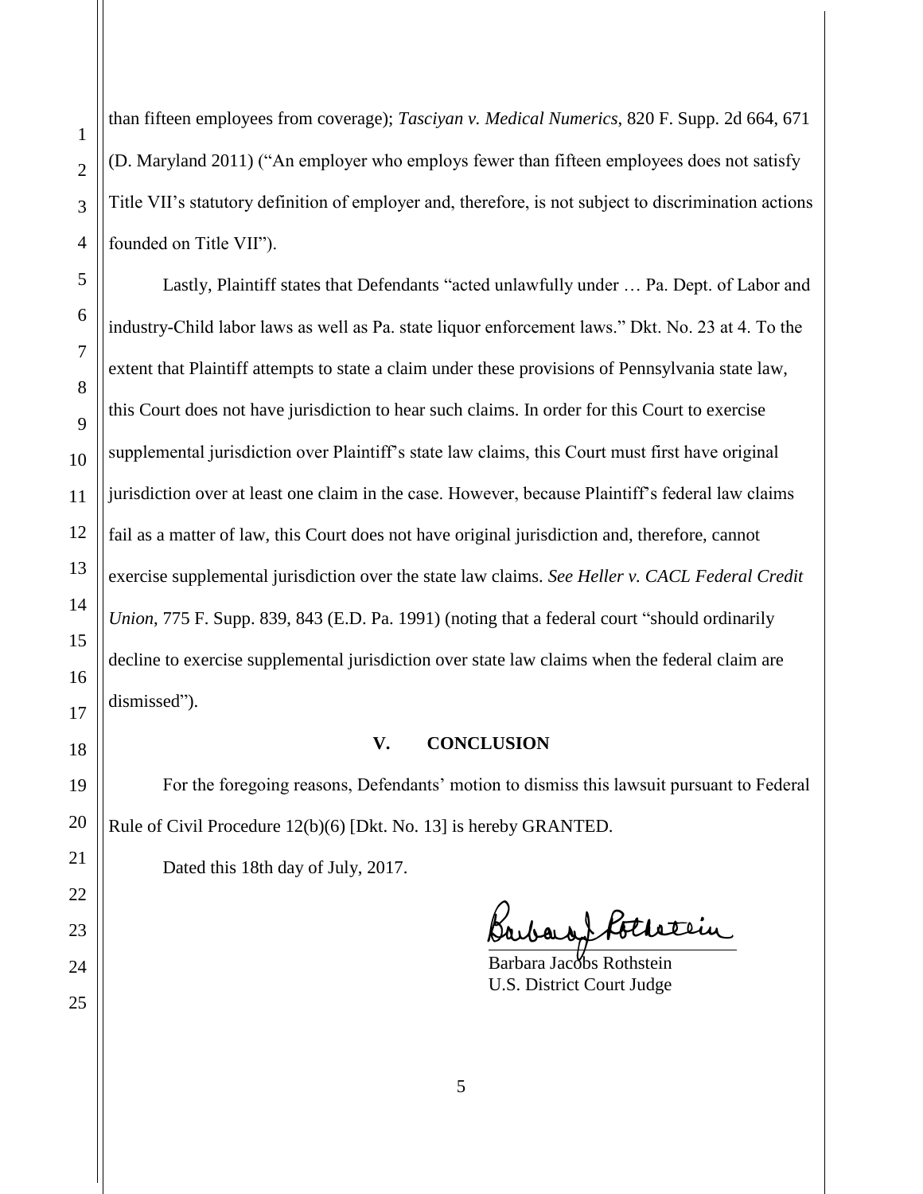than fifteen employees from coverage); *Tasciyan v. Medical Numerics*, 820 F. Supp. 2d 664, 671 (D. Maryland 2011) ("An employer who employs fewer than fifteen employees does not satisfy Title VII's statutory definition of employer and, therefore, is not subject to discrimination actions founded on Title VII").

Lastly, Plaintiff states that Defendants "acted unlawfully under … Pa. Dept. of Labor and industry-Child labor laws as well as Pa. state liquor enforcement laws." Dkt. No. 23 at 4. To the extent that Plaintiff attempts to state a claim under these provisions of Pennsylvania state law, this Court does not have jurisdiction to hear such claims. In order for this Court to exercise supplemental jurisdiction over Plaintiff's state law claims, this Court must first have original jurisdiction over at least one claim in the case. However, because Plaintiff's federal law claims fail as a matter of law, this Court does not have original jurisdiction and, therefore, cannot exercise supplemental jurisdiction over the state law claims. *See Heller v. CACL Federal Credit Union*, 775 F. Supp. 839, 843 (E.D. Pa. 1991) (noting that a federal court "should ordinarily decline to exercise supplemental jurisdiction over state law claims when the federal claim are dismissed").

## V. CONCLUSION

For the foregoing reasons, Defendants' motion to dismiss this lawsuit pursuant to Federal Rule of Civil Procedure 12(b)(6) [Dkt. No. 13] is hereby GRANTED.

Dated this 18th day of July, 2017.

Barbara Jacobs Rothstein
U.S. District Court Judge